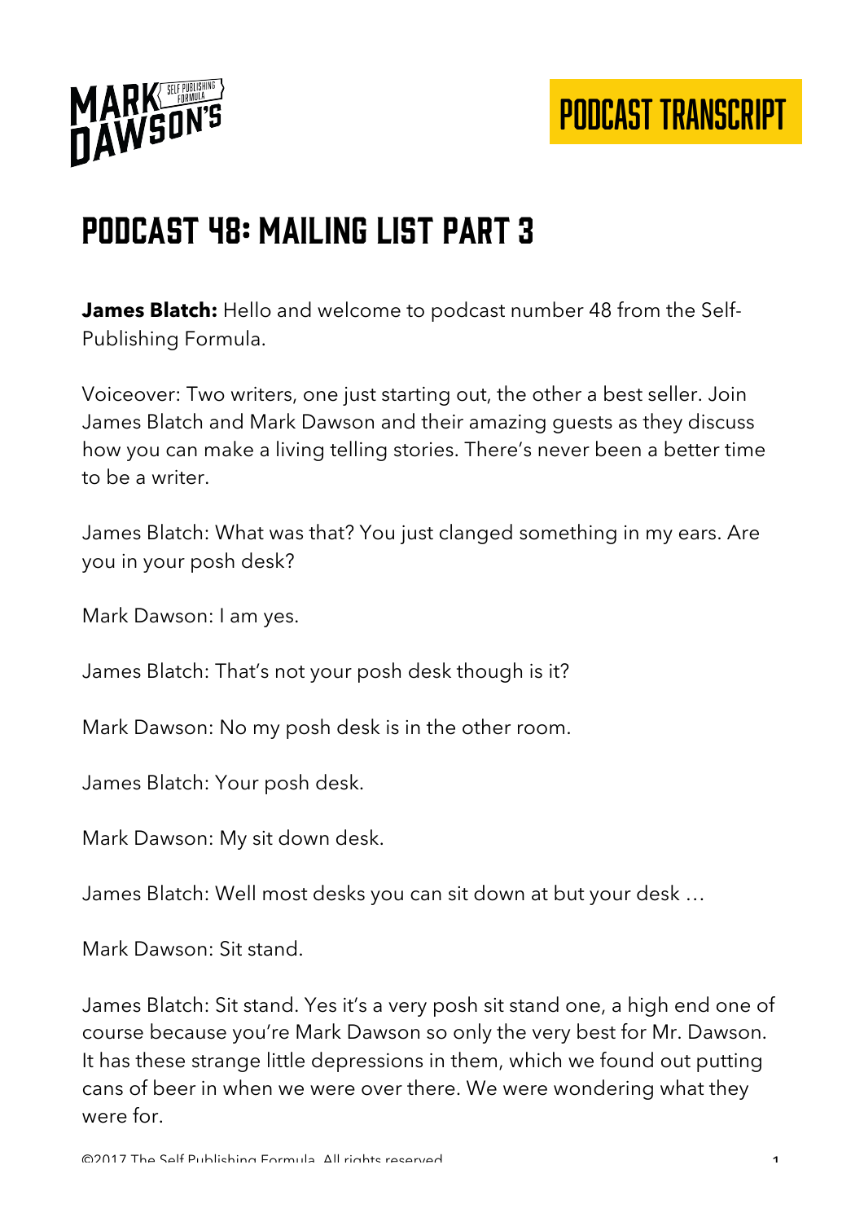# Podcast 48: Mailing List Part 3

**James Blatch:** Hello and welcome to podcast number 48 from the Self-Publishing Formula.

Voiceover: Two writers, one just starting out, the other a best seller. Join James Blatch and Mark Dawson and their amazing guests as they discuss how you can make a living telling stories. There's never been a better time to be a writer.

James Blatch: What was that? You just clanged something in my ears. Are you in your posh desk?

Mark Dawson: I am yes.

James Blatch: That's not your posh desk though is it?

Mark Dawson: No my posh desk is in the other room.

James Blatch: Your posh desk.

Mark Dawson: My sit down desk.

James Blatch: Well most desks you can sit down at but your desk …

Mark Dawson: Sit stand.

James Blatch: Sit stand. Yes it's a very posh sit stand one, a high end one of course because you're Mark Dawson so only the very best for Mr. Dawson. It has these strange little depressions in them, which we found out putting cans of beer in when we were over there. We were wondering what they were for.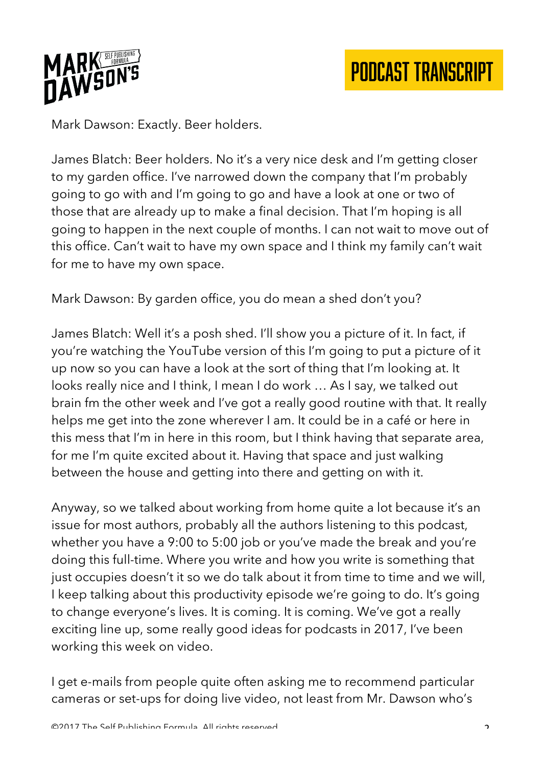Mark Dawson: Exactly. Beer holders.

James Blatch: Beer holders. No it's a very nice desk and I'm getting closer to my garden office. I've narrowed down the company that I'm probably going to go with and I'm going to go and have a look at one or two of those that are already up to make a final decision. That I'm hoping is all going to happen in the next couple of months. I can not wait to move out of this office. Can't wait to have my own space and I think my family can't wait for me to have my own space.

Mark Dawson: By garden office, you do mean a shed don't you?

James Blatch: Well it's a posh shed. I'll show you a picture of it. In fact, if you're watching the YouTube version of this I'm going to put a picture of it up now so you can have a look at the sort of thing that I'm looking at. It looks really nice and I think, I mean I do work … As I say, we talked out brain fm the other week and I've got a really good routine with that. It really helps me get into the zone wherever I am. It could be in a café or here in this mess that I'm in here in this room, but I think having that separate area, for me I'm quite excited about it. Having that space and just walking between the house and getting into there and getting on with it.

Anyway, so we talked about working from home quite a lot because it's an issue for most authors, probably all the authors listening to this podcast, whether you have a 9:00 to 5:00 job or you've made the break and you're doing this full-time. Where you write and how you write is something that just occupies doesn't it so we do talk about it from time to time and we will, I keep talking about this productivity episode we're going to do. It's going to change everyone's lives. It is coming. It is coming. We've got a really exciting line up, some really good ideas for podcasts in 2017, I've been working this week on video.

I get e-mails from people quite often asking me to recommend particular cameras or set-ups for doing live video, not least from Mr. Dawson who's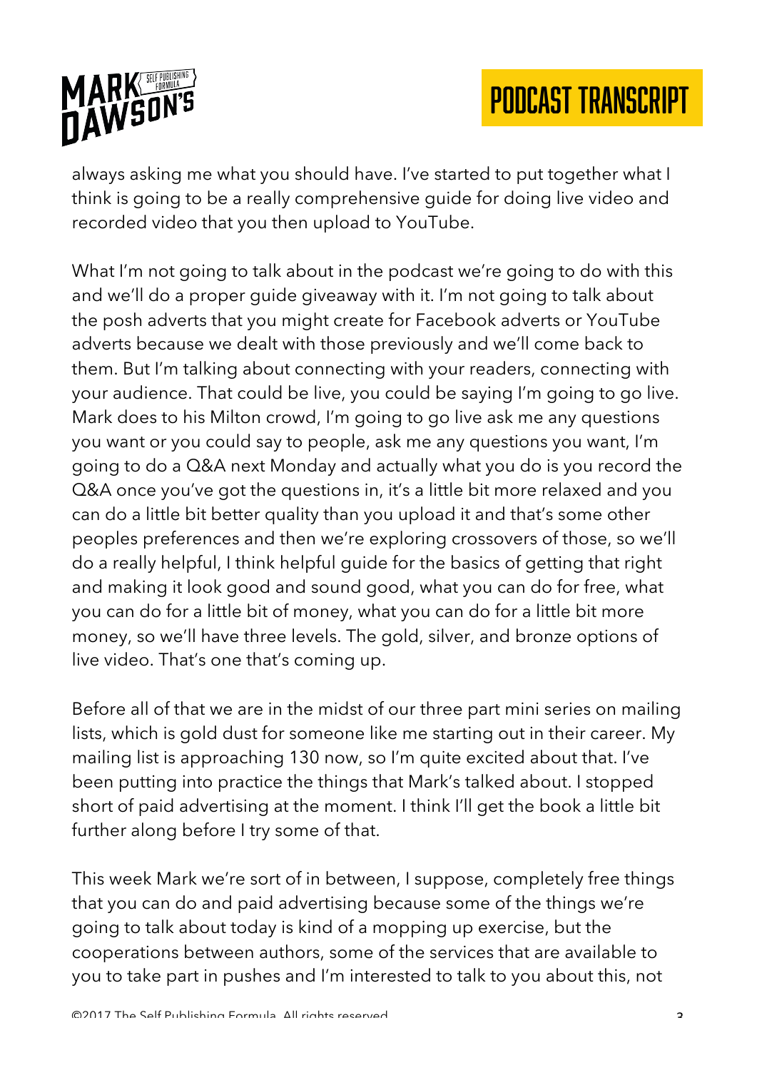always asking me what you should have. I've started to put together what I think is going to be a really comprehensive guide for doing live video and recorded video that you then upload to YouTube.

What I'm not going to talk about in the podcast we're going to do with this and we'll do a proper guide giveaway with it. I'm not going to talk about the posh adverts that you might create for Facebook adverts or YouTube adverts because we dealt with those previously and we'll come back to them. But I'm talking about connecting with your readers, connecting with your audience. That could be live, you could be saying I'm going to go live. Mark does to his Milton crowd, I'm going to go live ask me any questions you want or you could say to people, ask me any questions you want, I'm going to do a Q&A next Monday and actually what you do is you record the Q&A once you've got the questions in, it's a little bit more relaxed and you can do a little bit better quality than you upload it and that's some other peoples preferences and then we're exploring crossovers of those, so we'll do a really helpful, I think helpful guide for the basics of getting that right and making it look good and sound good, what you can do for free, what you can do for a little bit of money, what you can do for a little bit more money, so we'll have three levels. The gold, silver, and bronze options of live video. That's one that's coming up.

Before all of that we are in the midst of our three part mini series on mailing lists, which is gold dust for someone like me starting out in their career. My mailing list is approaching 130 now, so I'm quite excited about that. I've been putting into practice the things that Mark's talked about. I stopped short of paid advertising at the moment. I think I'll get the book a little bit further along before I try some of that.

This week Mark we're sort of in between, I suppose, completely free things that you can do and paid advertising because some of the things we're going to talk about today is kind of a mopping up exercise, but the cooperations between authors, some of the services that are available to you to take part in pushes and I'm interested to talk to you about this, not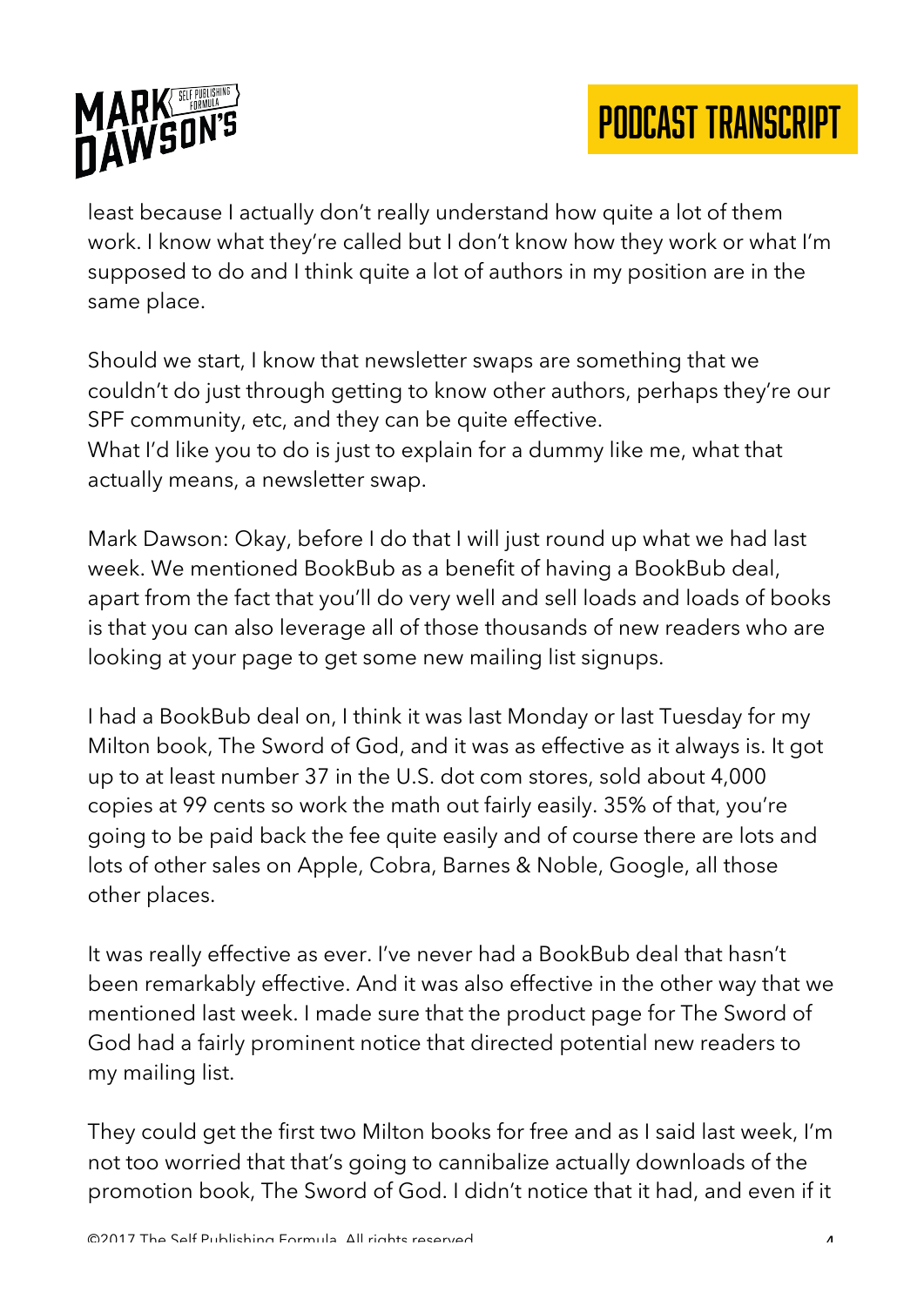least because I actually don't really understand how quite a lot of them work. I know what they're called but I don't know how they work or what I'm supposed to do and I think quite a lot of authors in my position are in the same place.

Should we start, I know that newsletter swaps are something that we couldn't do just through getting to know other authors, perhaps they're our SPF community, etc, and they can be quite effective.
What I'd like you to do is just to explain for a dummy like me, what that actually means, a newsletter swap.

Mark Dawson: Okay, before I do that I will just round up what we had last week. We mentioned BookBub as a benefit of having a BookBub deal, apart from the fact that you'll do very well and sell loads and loads of books is that you can also leverage all of those thousands of new readers who are looking at your page to get some new mailing list signups.

I had a BookBub deal on, I think it was last Monday or last Tuesday for my Milton book, The Sword of God, and it was as effective as it always is. It got up to at least number 37 in the U.S. dot com stores, sold about 4,000 copies at 99 cents so work the math out fairly easily. 35% of that, you're going to be paid back the fee quite easily and of course there are lots and lots of other sales on Apple, Cobra, Barnes & Noble, Google, all those other places.

It was really effective as ever. I've never had a BookBub deal that hasn't been remarkably effective. And it was also effective in the other way that we mentioned last week. I made sure that the product page for The Sword of God had a fairly prominent notice that directed potential new readers to my mailing list.

They could get the first two Milton books for free and as I said last week, I'm not too worried that that's going to cannibalize actually downloads of the promotion book, The Sword of God. I didn't notice that it had, and even if it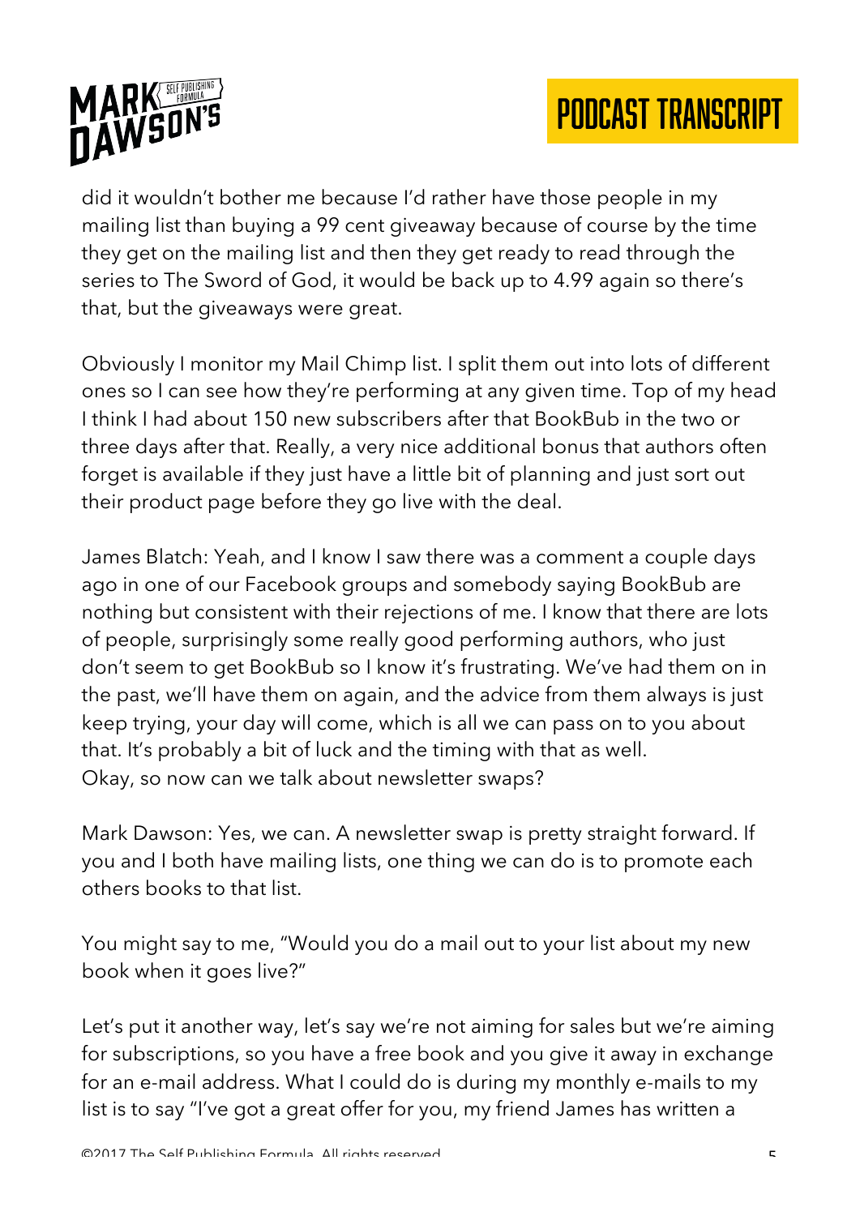did it wouldn't bother me because I'd rather have those people in my mailing list than buying a 99 cent giveaway because of course by the time they get on the mailing list and then they get ready to read through the series to The Sword of God, it would be back up to 4.99 again so there's that, but the giveaways were great.

Obviously I monitor my Mail Chimp list. I split them out into lots of different ones so I can see how they're performing at any given time. Top of my head I think I had about 150 new subscribers after that BookBub in the two or three days after that. Really, a very nice additional bonus that authors often forget is available if they just have a little bit of planning and just sort out their product page before they go live with the deal.

James Blatch: Yeah, and I know I saw there was a comment a couple days ago in one of our Facebook groups and somebody saying BookBub are nothing but consistent with their rejections of me. I know that there are lots of people, surprisingly some really good performing authors, who just don't seem to get BookBub so I know it's frustrating. We've had them on in the past, we'll have them on again, and the advice from them always is just keep trying, your day will come, which is all we can pass on to you about that. It's probably a bit of luck and the timing with that as well.
Okay, so now can we talk about newsletter swaps?

Mark Dawson: Yes, we can. A newsletter swap is pretty straight forward. If you and I both have mailing lists, one thing we can do is to promote each others books to that list.

You might say to me, "Would you do a mail out to your list about my new book when it goes live?"

Let's put it another way, let's say we're not aiming for sales but we're aiming for subscriptions, so you have a free book and you give it away in exchange for an e-mail address. What I could do is during my monthly e-mails to my list is to say "I've got a great offer for you, my friend James has written a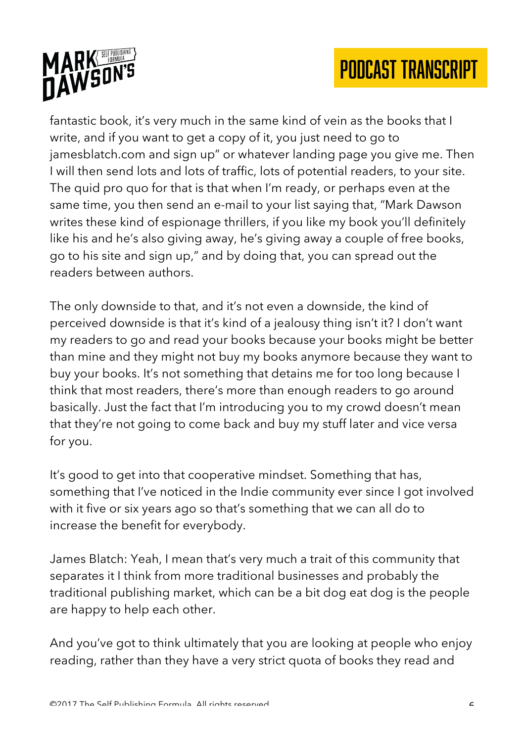fantastic book, it's very much in the same kind of vein as the books that I write, and if you want to get a copy of it, you just need to go to jamesblatch.com and sign up" or whatever landing page you give me. Then I will then send lots and lots of traffic, lots of potential readers, to your site. The quid pro quo for that is that when I'm ready, or perhaps even at the same time, you then send an e-mail to your list saying that, "Mark Dawson writes these kind of espionage thrillers, if you like my book you'll definitely like his and he's also giving away, he's giving away a couple of free books, go to his site and sign up," and by doing that, you can spread out the readers between authors.

The only downside to that, and it's not even a downside, the kind of perceived downside is that it's kind of a jealousy thing isn't it? I don't want my readers to go and read your books because your books might be better than mine and they might not buy my books anymore because they want to buy your books. It's not something that detains me for too long because I think that most readers, there's more than enough readers to go around basically. Just the fact that I'm introducing you to my crowd doesn't mean that they're not going to come back and buy my stuff later and vice versa for you.

It's good to get into that cooperative mindset. Something that has, something that I've noticed in the Indie community ever since I got involved with it five or six years ago so that's something that we can all do to increase the benefit for everybody.

James Blatch: Yeah, I mean that's very much a trait of this community that separates it I think from more traditional businesses and probably the traditional publishing market, which can be a bit dog eat dog is the people are happy to help each other.

And you've got to think ultimately that you are looking at people who enjoy reading, rather than they have a very strict quota of books they read and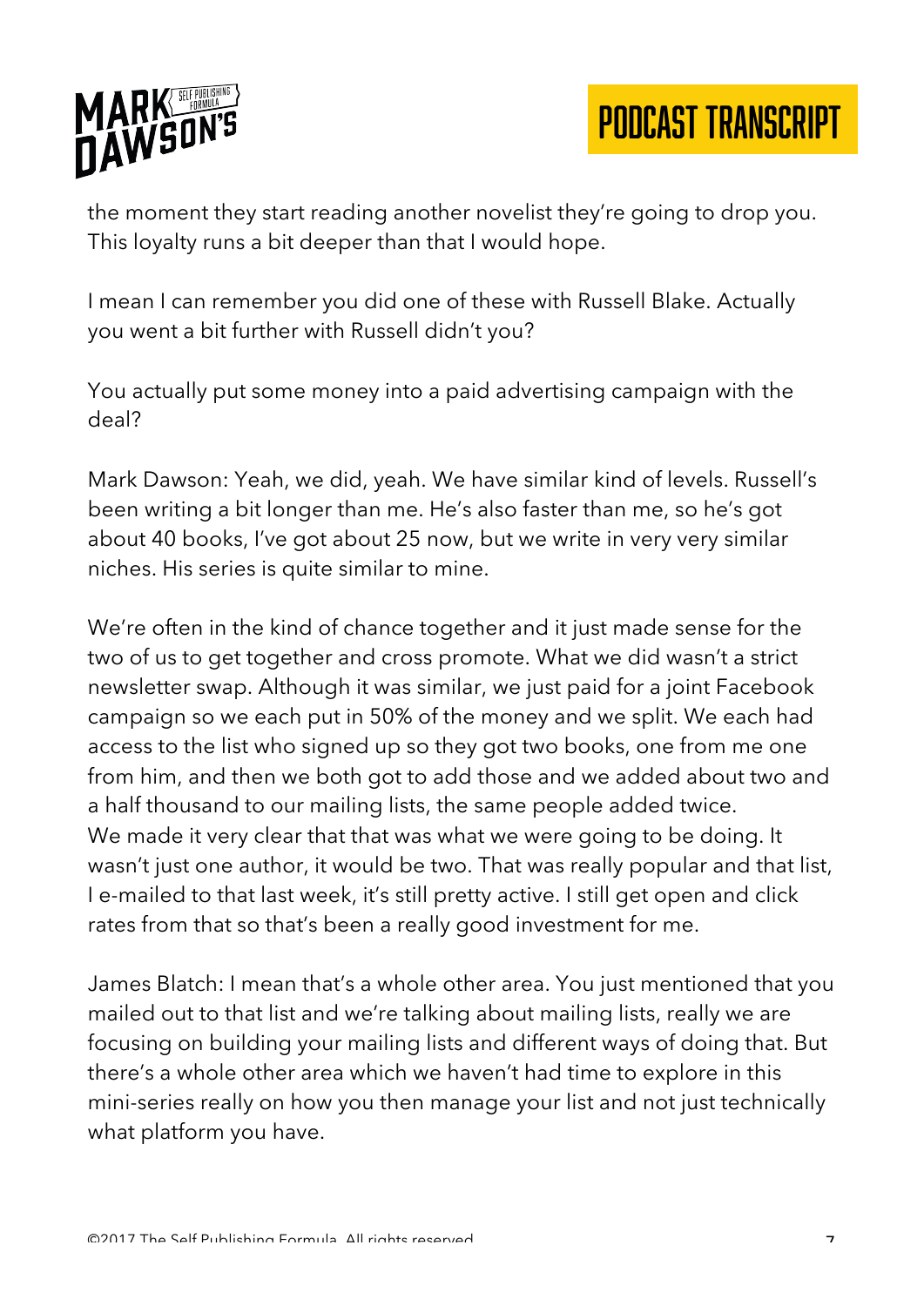the moment they start reading another novelist they're going to drop you. This loyalty runs a bit deeper than that I would hope.

I mean I can remember you did one of these with Russell Blake. Actually you went a bit further with Russell didn't you?

You actually put some money into a paid advertising campaign with the deal?

Mark Dawson: Yeah, we did, yeah. We have similar kind of levels. Russell's been writing a bit longer than me. He's also faster than me, so he's got about 40 books, I've got about 25 now, but we write in very very similar niches. His series is quite similar to mine.

We're often in the kind of chance together and it just made sense for the two of us to get together and cross promote. What we did wasn't a strict newsletter swap. Although it was similar, we just paid for a joint Facebook campaign so we each put in 50% of the money and we split. We each had access to the list who signed up so they got two books, one from me one from him, and then we both got to add those and we added about two and a half thousand to our mailing lists, the same people added twice.
We made it very clear that that was what we were going to be doing. It wasn't just one author, it would be two. That was really popular and that list, I e-mailed to that last week, it's still pretty active. I still get open and click rates from that so that's been a really good investment for me.

James Blatch: I mean that's a whole other area. You just mentioned that you mailed out to that list and we're talking about mailing lists, really we are focusing on building your mailing lists and different ways of doing that. But there's a whole other area which we haven't had time to explore in this mini-series really on how you then manage your list and not just technically what platform you have.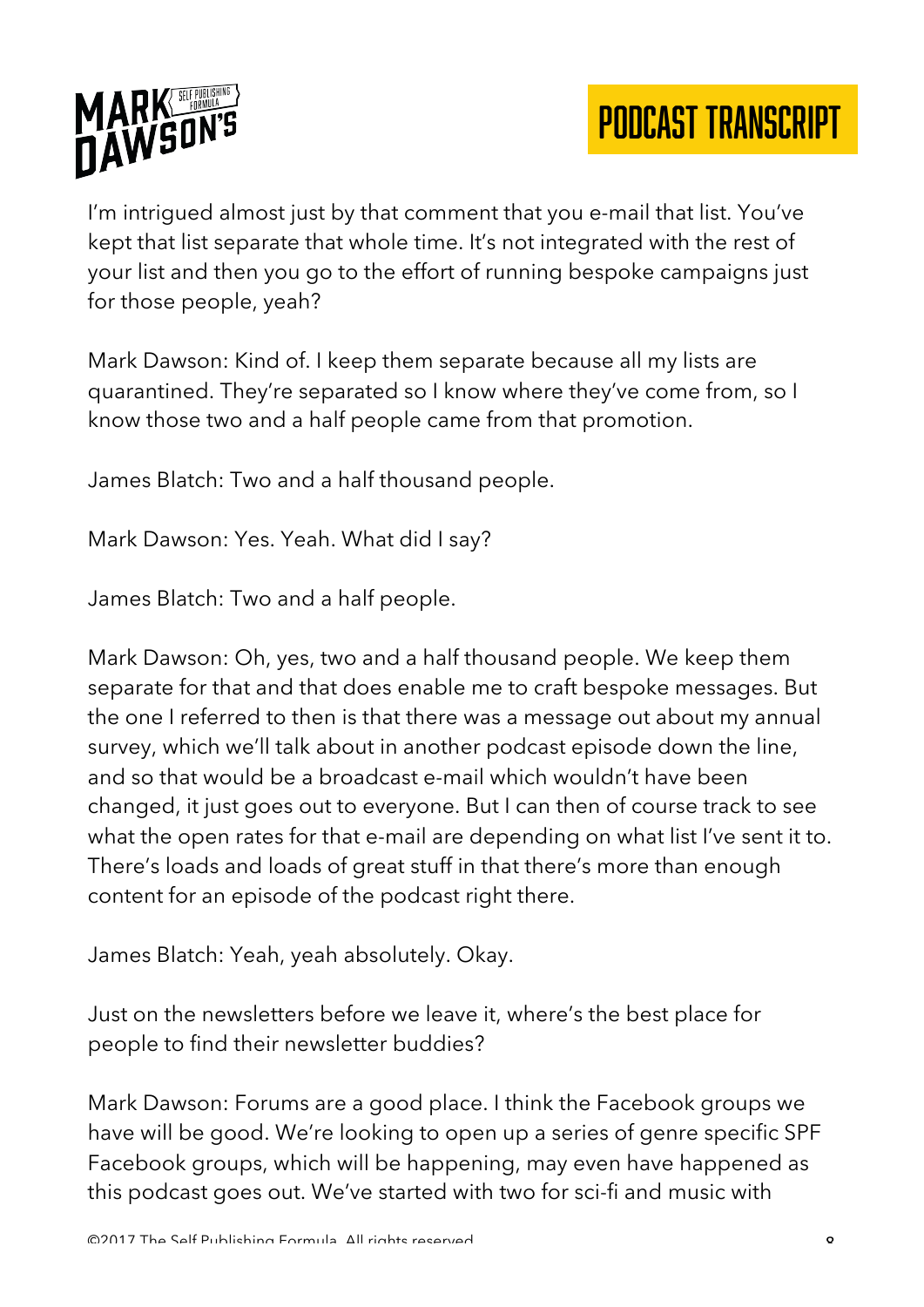I'm intrigued almost just by that comment that you e-mail that list. You've kept that list separate that whole time. It's not integrated with the rest of your list and then you go to the effort of running bespoke campaigns just for those people, yeah?

Mark Dawson: Kind of. I keep them separate because all my lists are quarantined. They're separated so I know where they've come from, so I know those two and a half people came from that promotion.

James Blatch: Two and a half thousand people.

Mark Dawson: Yes. Yeah. What did I say?

James Blatch: Two and a half people.

Mark Dawson: Oh, yes, two and a half thousand people. We keep them separate for that and that does enable me to craft bespoke messages. But the one I referred to then is that there was a message out about my annual survey, which we'll talk about in another podcast episode down the line, and so that would be a broadcast e-mail which wouldn't have been changed, it just goes out to everyone. But I can then of course track to see what the open rates for that e-mail are depending on what list I've sent it to. There's loads and loads of great stuff in that there's more than enough content for an episode of the podcast right there.

James Blatch: Yeah, yeah absolutely. Okay.

Just on the newsletters before we leave it, where's the best place for people to find their newsletter buddies?

Mark Dawson: Forums are a good place. I think the Facebook groups we have will be good. We're looking to open up a series of genre specific SPF Facebook groups, which will be happening, may even have happened as this podcast goes out. We've started with two for sci-fi and music with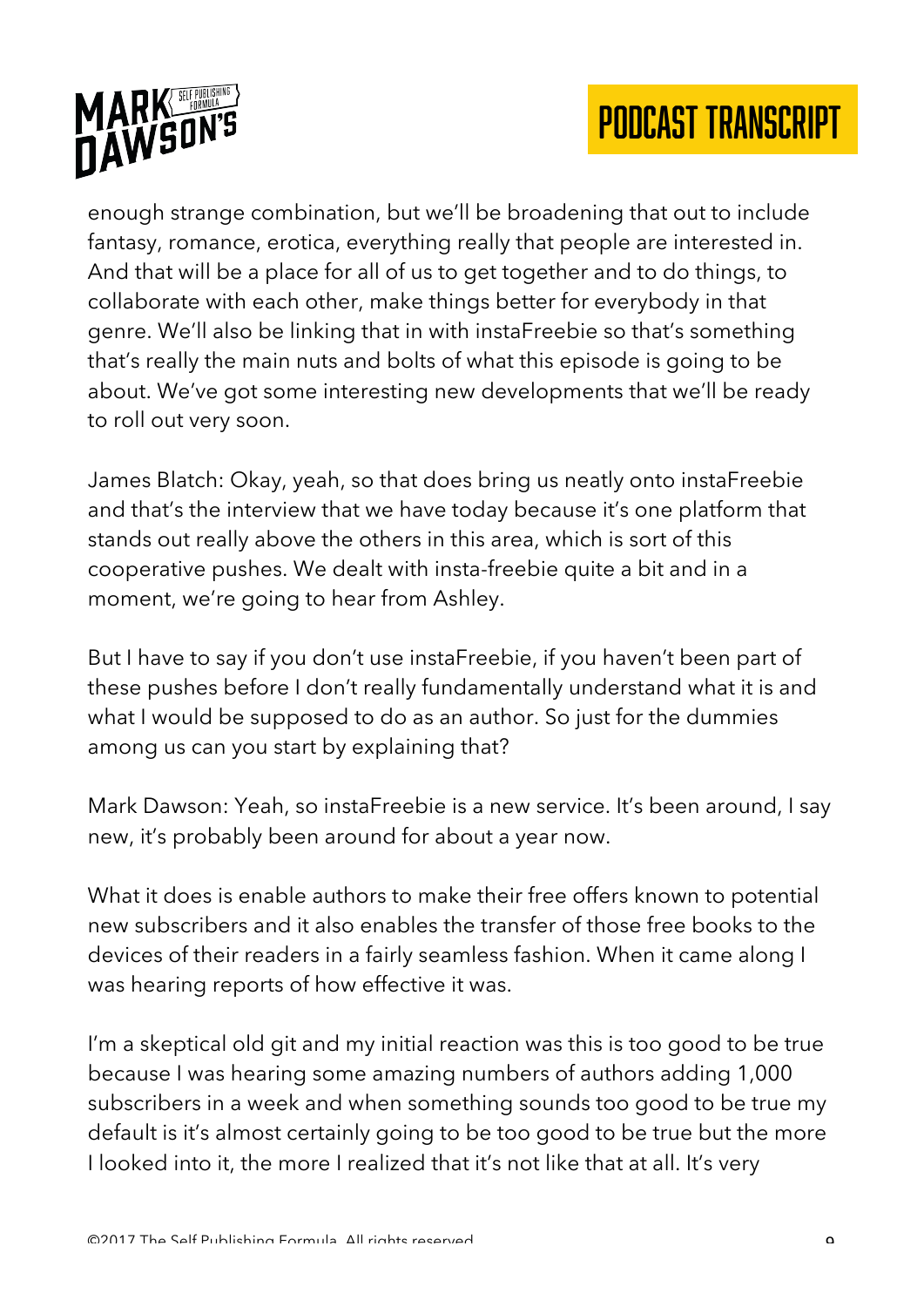enough strange combination, but we'll be broadening that out to include fantasy, romance, erotica, everything really that people are interested in. And that will be a place for all of us to get together and to do things, to collaborate with each other, make things better for everybody in that genre. We'll also be linking that in with instaFreebie so that's something that's really the main nuts and bolts of what this episode is going to be about. We've got some interesting new developments that we'll be ready to roll out very soon.

James Blatch: Okay, yeah, so that does bring us neatly onto instaFreebie and that's the interview that we have today because it's one platform that stands out really above the others in this area, which is sort of this cooperative pushes. We dealt with insta-freebie quite a bit and in a moment, we're going to hear from Ashley.

But I have to say if you don't use instaFreebie, if you haven't been part of these pushes before I don't really fundamentally understand what it is and what I would be supposed to do as an author. So just for the dummies among us can you start by explaining that?

Mark Dawson: Yeah, so instaFreebie is a new service. It's been around, I say new, it's probably been around for about a year now.

What it does is enable authors to make their free offers known to potential new subscribers and it also enables the transfer of those free books to the devices of their readers in a fairly seamless fashion. When it came along I was hearing reports of how effective it was.

I'm a skeptical old git and my initial reaction was this is too good to be true because I was hearing some amazing numbers of authors adding 1,000 subscribers in a week and when something sounds too good to be true my default is it's almost certainly going to be too good to be true but the more I looked into it, the more I realized that it's not like that at all. It's very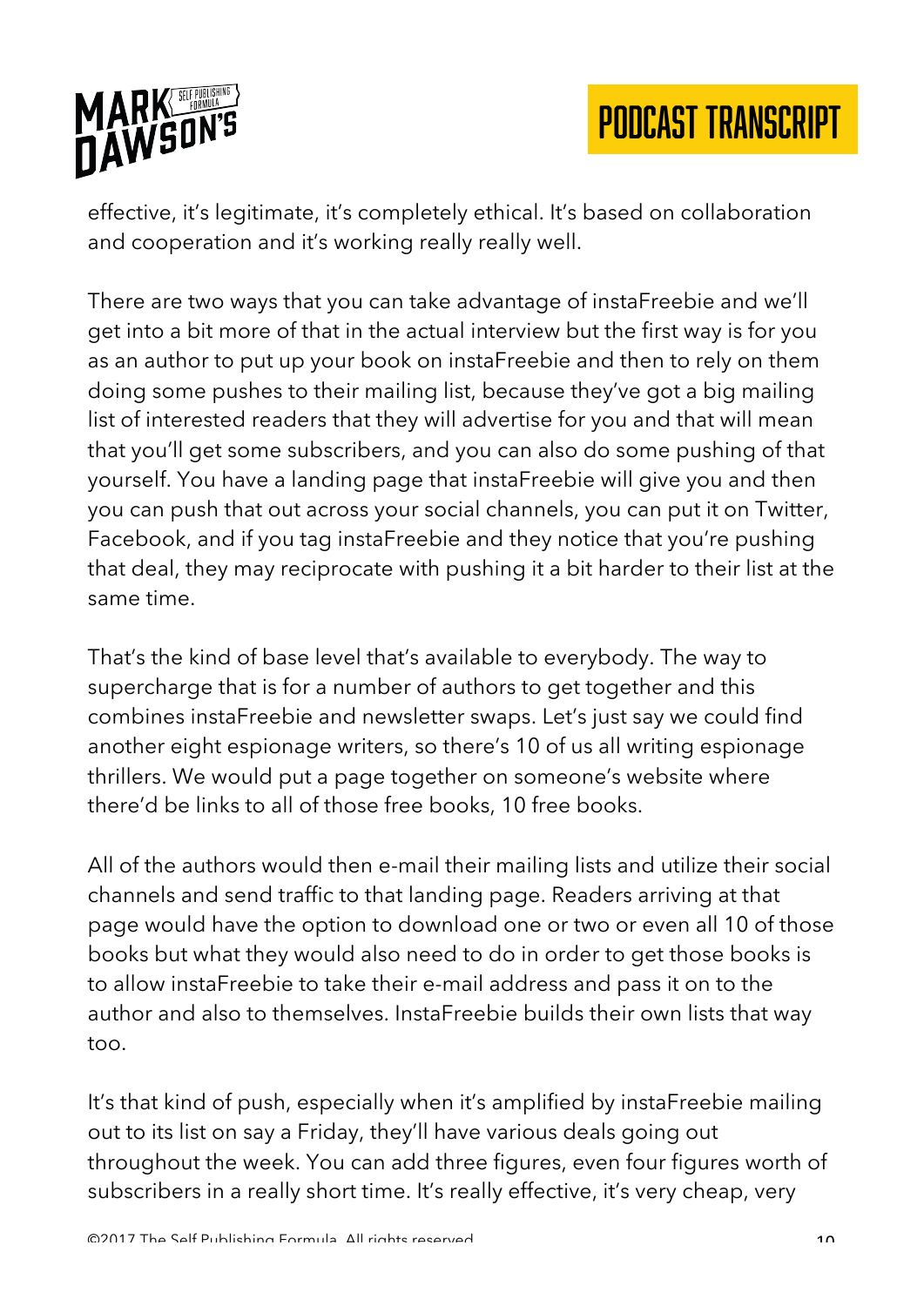effective, it's legitimate, it's completely ethical. It's based on collaboration and cooperation and it's working really really well.

There are two ways that you can take advantage of instaFreebie and we'll get into a bit more of that in the actual interview but the first way is for you as an author to put up your book on instaFreebie and then to rely on them doing some pushes to their mailing list, because they've got a big mailing list of interested readers that they will advertise for you and that will mean that you'll get some subscribers, and you can also do some pushing of that yourself. You have a landing page that instaFreebie will give you and then you can push that out across your social channels, you can put it on Twitter, Facebook, and if you tag instaFreebie and they notice that you're pushing that deal, they may reciprocate with pushing it a bit harder to their list at the same time.

That's the kind of base level that's available to everybody. The way to supercharge that is for a number of authors to get together and this combines instaFreebie and newsletter swaps. Let's just say we could find another eight espionage writers, so there's 10 of us all writing espionage thrillers. We would put a page together on someone's website where there'd be links to all of those free books, 10 free books.

All of the authors would then e-mail their mailing lists and utilize their social channels and send traffic to that landing page. Readers arriving at that page would have the option to download one or two or even all 10 of those books but what they would also need to do in order to get those books is to allow instaFreebie to take their e-mail address and pass it on to the author and also to themselves. InstaFreebie builds their own lists that way too.

It's that kind of push, especially when it's amplified by instaFreebie mailing out to its list on say a Friday, they'll have various deals going out throughout the week. You can add three figures, even four figures worth of subscribers in a really short time. It's really effective, it's very cheap, very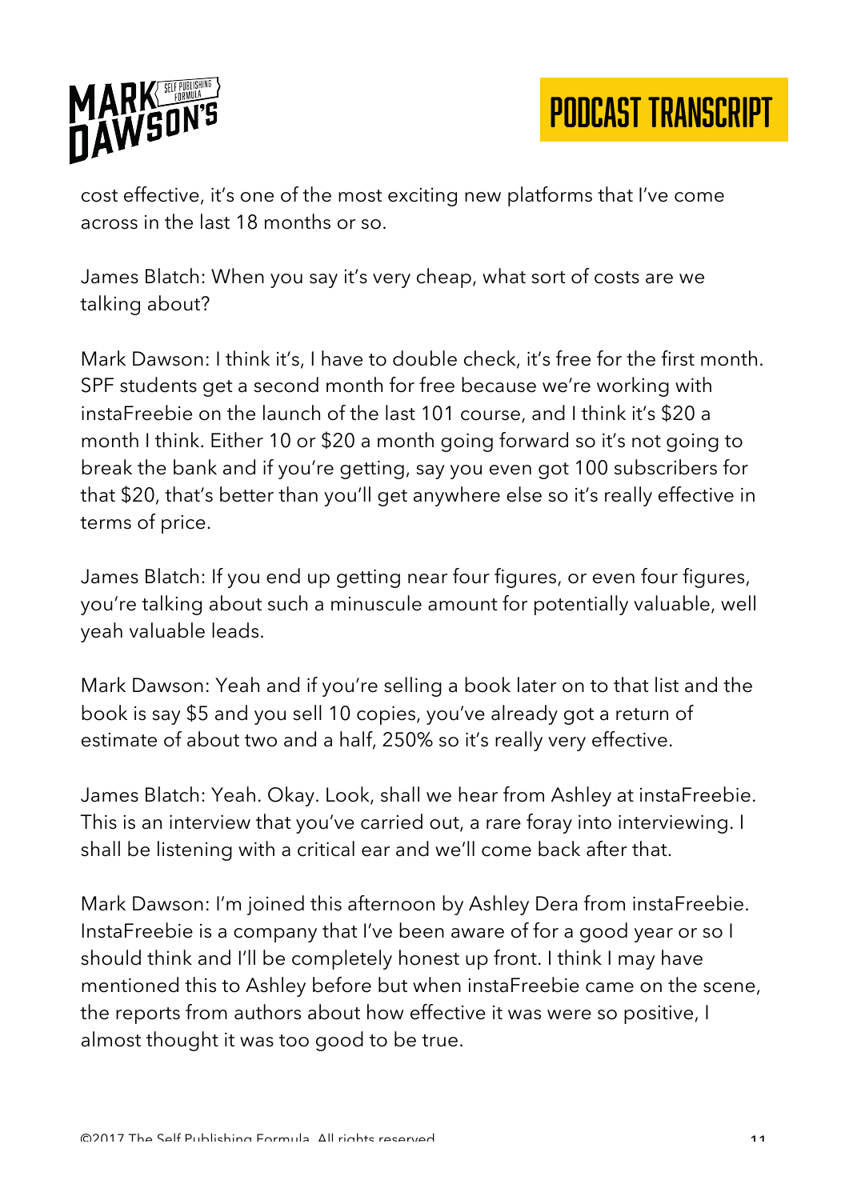cost effective, it's one of the most exciting new platforms that I've come across in the last 18 months or so.

James Blatch: When you say it's very cheap, what sort of costs are we talking about?

Mark Dawson: I think it's, I have to double check, it's free for the first month. SPF students get a second month for free because we're working with instaFreebie on the launch of the last 101 course, and I think it's $20 a month I think. Either 10 or $20 a month going forward so it's not going to break the bank and if you're getting, say you even got 100 subscribers for that $20, that's better than you'll get anywhere else so it's really effective in terms of price.

James Blatch: If you end up getting near four figures, or even four figures, you're talking about such a minuscule amount for potentially valuable, well yeah valuable leads.

Mark Dawson: Yeah and if you're selling a book later on to that list and the book is say $5 and you sell 10 copies, you've already got a return of estimate of about two and a half, 250% so it's really very effective.

James Blatch: Yeah. Okay. Look, shall we hear from Ashley at instaFreebie. This is an interview that you've carried out, a rare foray into interviewing. I shall be listening with a critical ear and we'll come back after that.

Mark Dawson: I'm joined this afternoon by Ashley Dera from instaFreebie. InstaFreebie is a company that I've been aware of for a good year or so I should think and I'll be completely honest up front. I think I may have mentioned this to Ashley before but when instaFreebie came on the scene, the reports from authors about how effective it was were so positive, I almost thought it was too good to be true.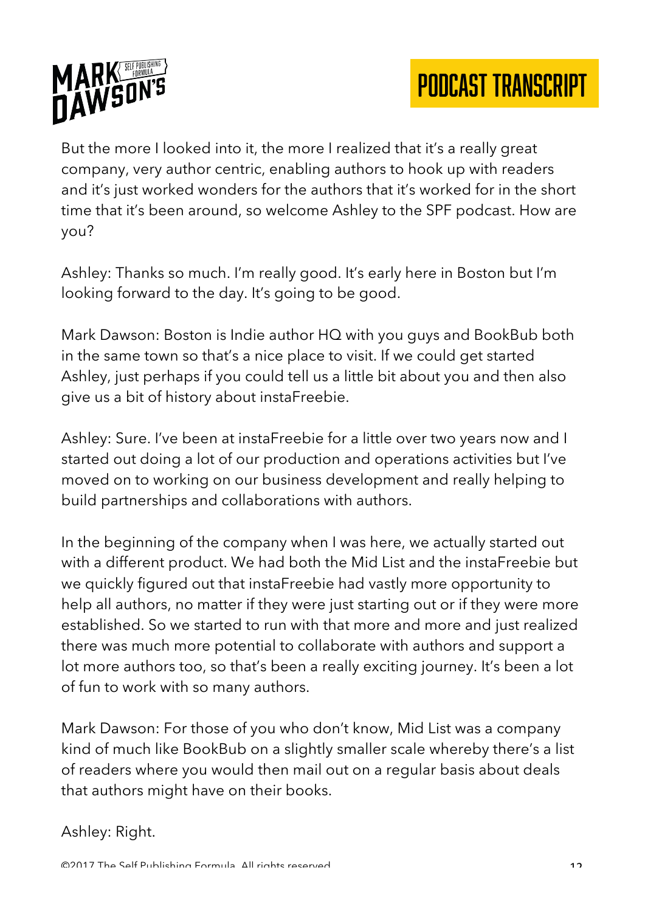But the more I looked into it, the more I realized that it's a really great company, very author centric, enabling authors to hook up with readers and it's just worked wonders for the authors that it's worked for in the short time that it's been around, so welcome Ashley to the SPF podcast. How are you?

Ashley: Thanks so much. I'm really good. It's early here in Boston but I'm looking forward to the day. It's going to be good.

Mark Dawson: Boston is Indie author HQ with you guys and BookBub both in the same town so that's a nice place to visit. If we could get started Ashley, just perhaps if you could tell us a little bit about you and then also give us a bit of history about instaFreebie.

Ashley: Sure. I've been at instaFreebie for a little over two years now and I started out doing a lot of our production and operations activities but I've moved on to working on our business development and really helping to build partnerships and collaborations with authors.

In the beginning of the company when I was here, we actually started out with a different product. We had both the Mid List and the instaFreebie but we quickly figured out that instaFreebie had vastly more opportunity to help all authors, no matter if they were just starting out or if they were more established. So we started to run with that more and more and just realized there was much more potential to collaborate with authors and support a lot more authors too, so that's been a really exciting journey. It's been a lot of fun to work with so many authors.

Mark Dawson: For those of you who don't know, Mid List was a company kind of much like BookBub on a slightly smaller scale whereby there's a list of readers where you would then mail out on a regular basis about deals that authors might have on their books.

Ashley: Right.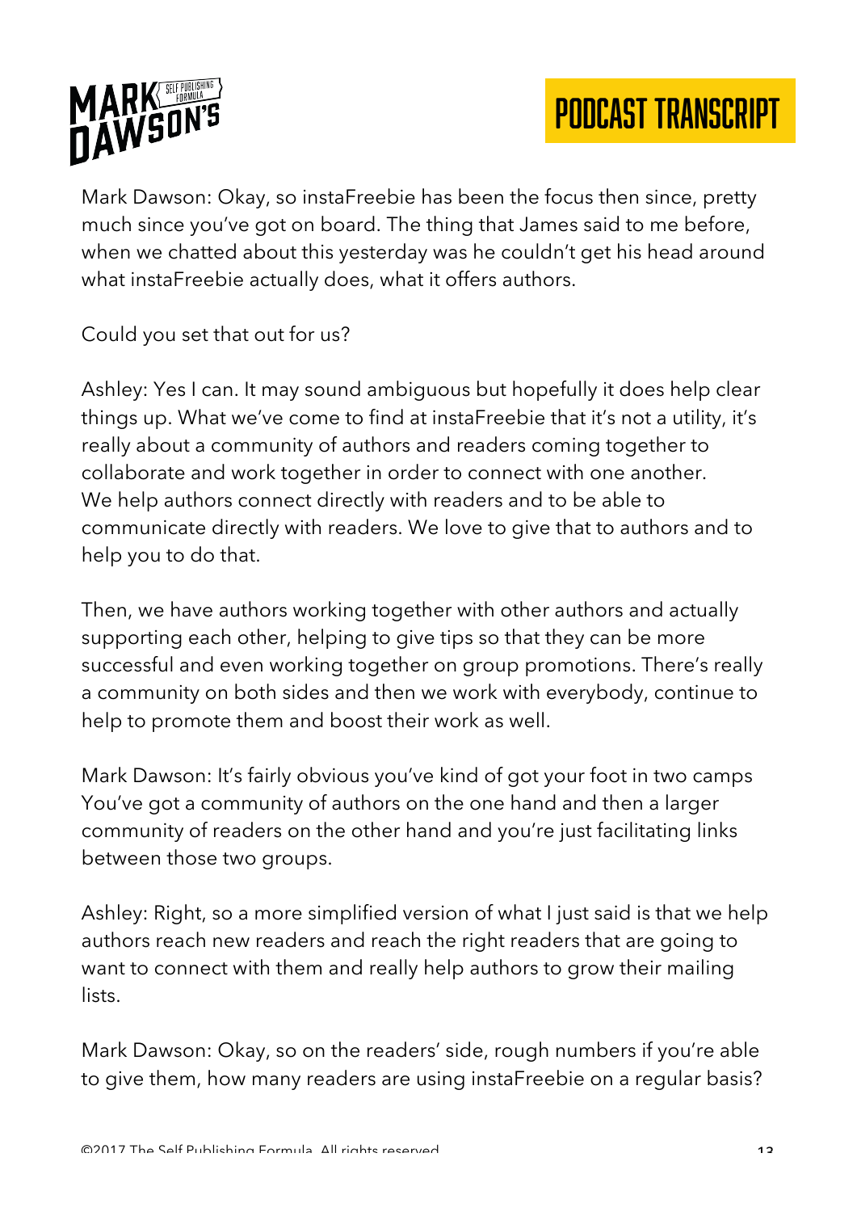Mark Dawson: Okay, so instaFreebie has been the focus then since, pretty much since you've got on board. The thing that James said to me before, when we chatted about this yesterday was he couldn't get his head around what instaFreebie actually does, what it offers authors.

Could you set that out for us?

Ashley: Yes I can. It may sound ambiguous but hopefully it does help clear things up. What we've come to find at instaFreebie that it's not a utility, it's really about a community of authors and readers coming together to collaborate and work together in order to connect with one another. We help authors connect directly with readers and to be able to communicate directly with readers. We love to give that to authors and to help you to do that.

Then, we have authors working together with other authors and actually supporting each other, helping to give tips so that they can be more successful and even working together on group promotions. There's really a community on both sides and then we work with everybody, continue to help to promote them and boost their work as well.

Mark Dawson: It's fairly obvious you've kind of got your foot in two camps You've got a community of authors on the one hand and then a larger community of readers on the other hand and you're just facilitating links between those two groups.

Ashley: Right, so a more simplified version of what I just said is that we help authors reach new readers and reach the right readers that are going to want to connect with them and really help authors to grow their mailing lists.

Mark Dawson: Okay, so on the readers' side, rough numbers if you're able to give them, how many readers are using instaFreebie on a regular basis?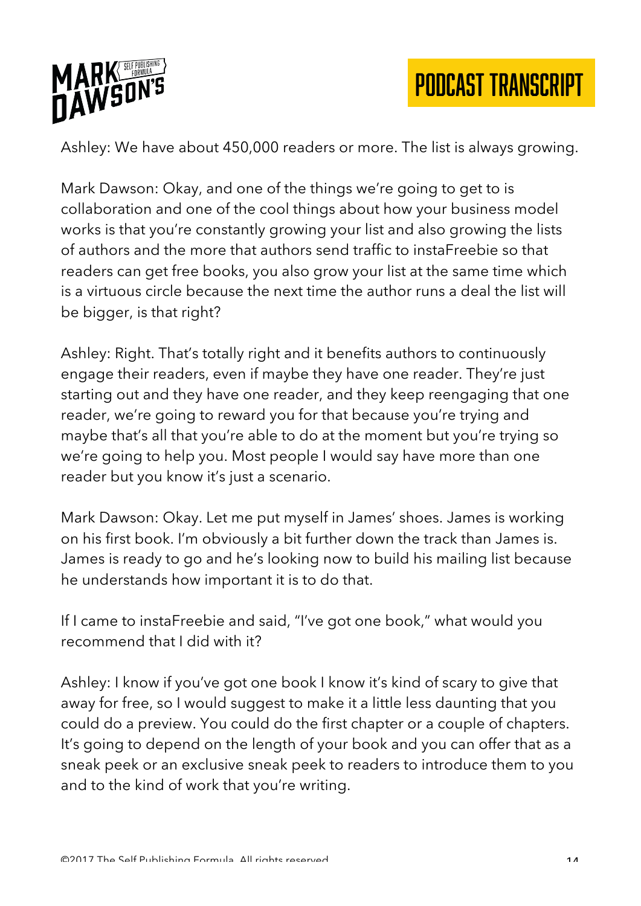Ashley: We have about 450,000 readers or more. The list is always growing.

Mark Dawson: Okay, and one of the things we're going to get to is collaboration and one of the cool things about how your business model works is that you're constantly growing your list and also growing the lists of authors and the more that authors send traffic to instaFreebie so that readers can get free books, you also grow your list at the same time which is a virtuous circle because the next time the author runs a deal the list will be bigger, is that right?

Ashley: Right. That's totally right and it benefits authors to continuously engage their readers, even if maybe they have one reader. They're just starting out and they have one reader, and they keep reengaging that one reader, we're going to reward you for that because you're trying and maybe that's all that you're able to do at the moment but you're trying so we're going to help you. Most people I would say have more than one reader but you know it's just a scenario.

Mark Dawson: Okay. Let me put myself in James' shoes. James is working on his first book. I'm obviously a bit further down the track than James is. James is ready to go and he's looking now to build his mailing list because he understands how important it is to do that.

If I came to instaFreebie and said, "I've got one book," what would you recommend that I did with it?

Ashley: I know if you've got one book I know it's kind of scary to give that away for free, so I would suggest to make it a little less daunting that you could do a preview. You could do the first chapter or a couple of chapters. It's going to depend on the length of your book and you can offer that as a sneak peek or an exclusive sneak peek to readers to introduce them to you and to the kind of work that you're writing.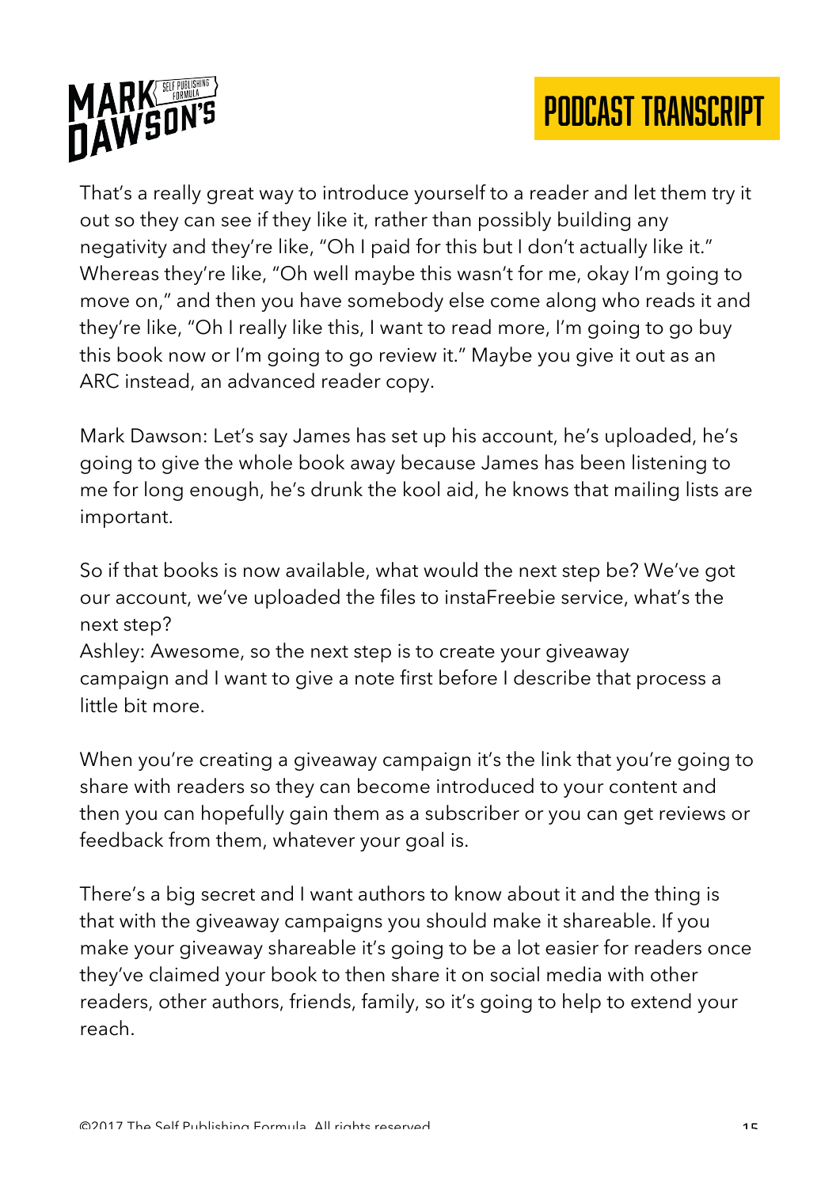That's a really great way to introduce yourself to a reader and let them try it out so they can see if they like it, rather than possibly building any negativity and they're like, "Oh I paid for this but I don't actually like it." Whereas they're like, "Oh well maybe this wasn't for me, okay I'm going to move on," and then you have somebody else come along who reads it and they're like, "Oh I really like this, I want to read more, I'm going to go buy this book now or I'm going to go review it." Maybe you give it out as an ARC instead, an advanced reader copy.

Mark Dawson: Let's say James has set up his account, he's uploaded, he's going to give the whole book away because James has been listening to me for long enough, he's drunk the kool aid, he knows that mailing lists are important.

So if that books is now available, what would the next step be? We've got our account, we've uploaded the files to instaFreebie service, what's the next step?

Ashley: Awesome, so the next step is to create your giveaway campaign and I want to give a note first before I describe that process a little bit more.

When you're creating a giveaway campaign it's the link that you're going to share with readers so they can become introduced to your content and then you can hopefully gain them as a subscriber or you can get reviews or feedback from them, whatever your goal is.

There's a big secret and I want authors to know about it and the thing is that with the giveaway campaigns you should make it shareable. If you make your giveaway shareable it's going to be a lot easier for readers once they've claimed your book to then share it on social media with other readers, other authors, friends, family, so it's going to help to extend your reach.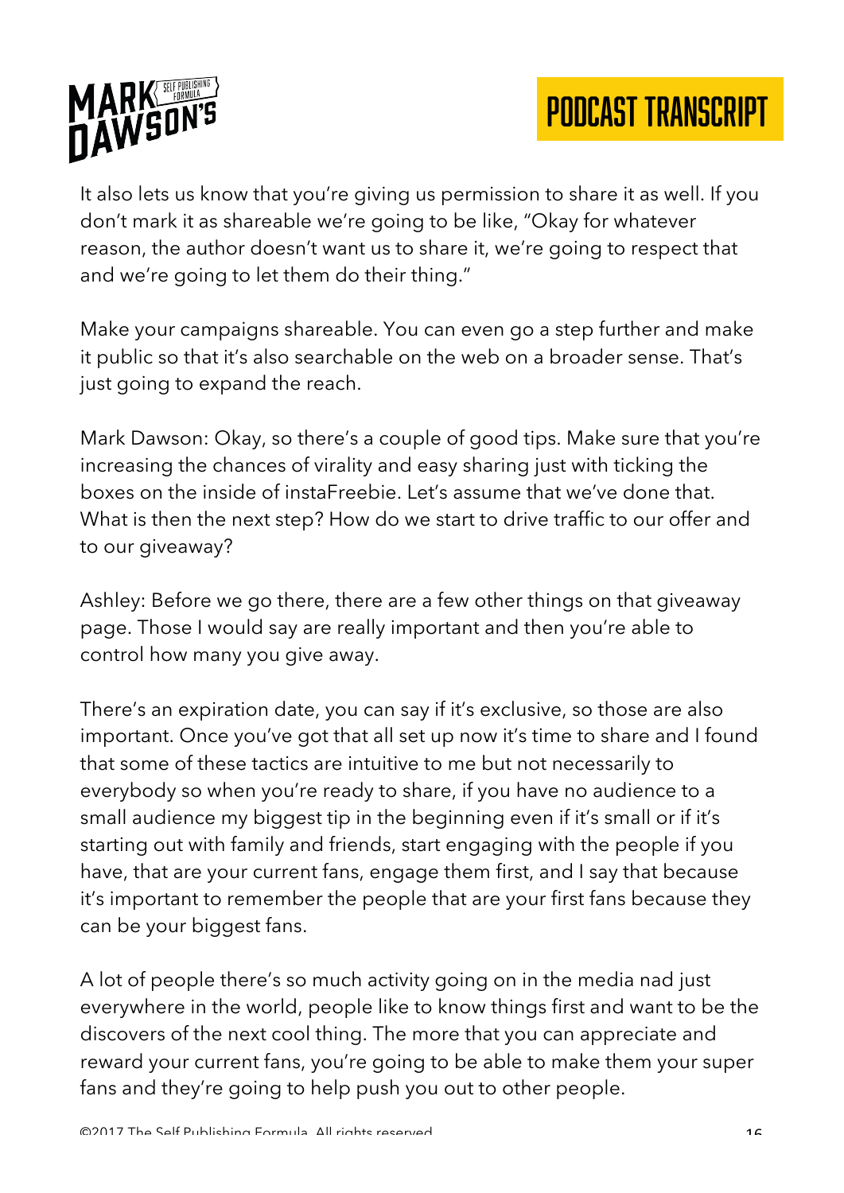It also lets us know that you're giving us permission to share it as well. If you don't mark it as shareable we're going to be like, "Okay for whatever reason, the author doesn't want us to share it, we're going to respect that and we're going to let them do their thing."

Make your campaigns shareable. You can even go a step further and make it public so that it's also searchable on the web on a broader sense. That's just going to expand the reach.

Mark Dawson: Okay, so there's a couple of good tips. Make sure that you're increasing the chances of virality and easy sharing just with ticking the boxes on the inside of instaFreebie. Let's assume that we've done that. What is then the next step? How do we start to drive traffic to our offer and to our giveaway?

Ashley: Before we go there, there are a few other things on that giveaway page. Those I would say are really important and then you're able to control how many you give away.

There's an expiration date, you can say if it's exclusive, so those are also important. Once you've got that all set up now it's time to share and I found that some of these tactics are intuitive to me but not necessarily to everybody so when you're ready to share, if you have no audience to a small audience my biggest tip in the beginning even if it's small or if it's starting out with family and friends, start engaging with the people if you have, that are your current fans, engage them first, and I say that because it's important to remember the people that are your first fans because they can be your biggest fans.

A lot of people there's so much activity going on in the media nad just everywhere in the world, people like to know things first and want to be the discovers of the next cool thing. The more that you can appreciate and reward your current fans, you're going to be able to make them your super fans and they're going to help push you out to other people.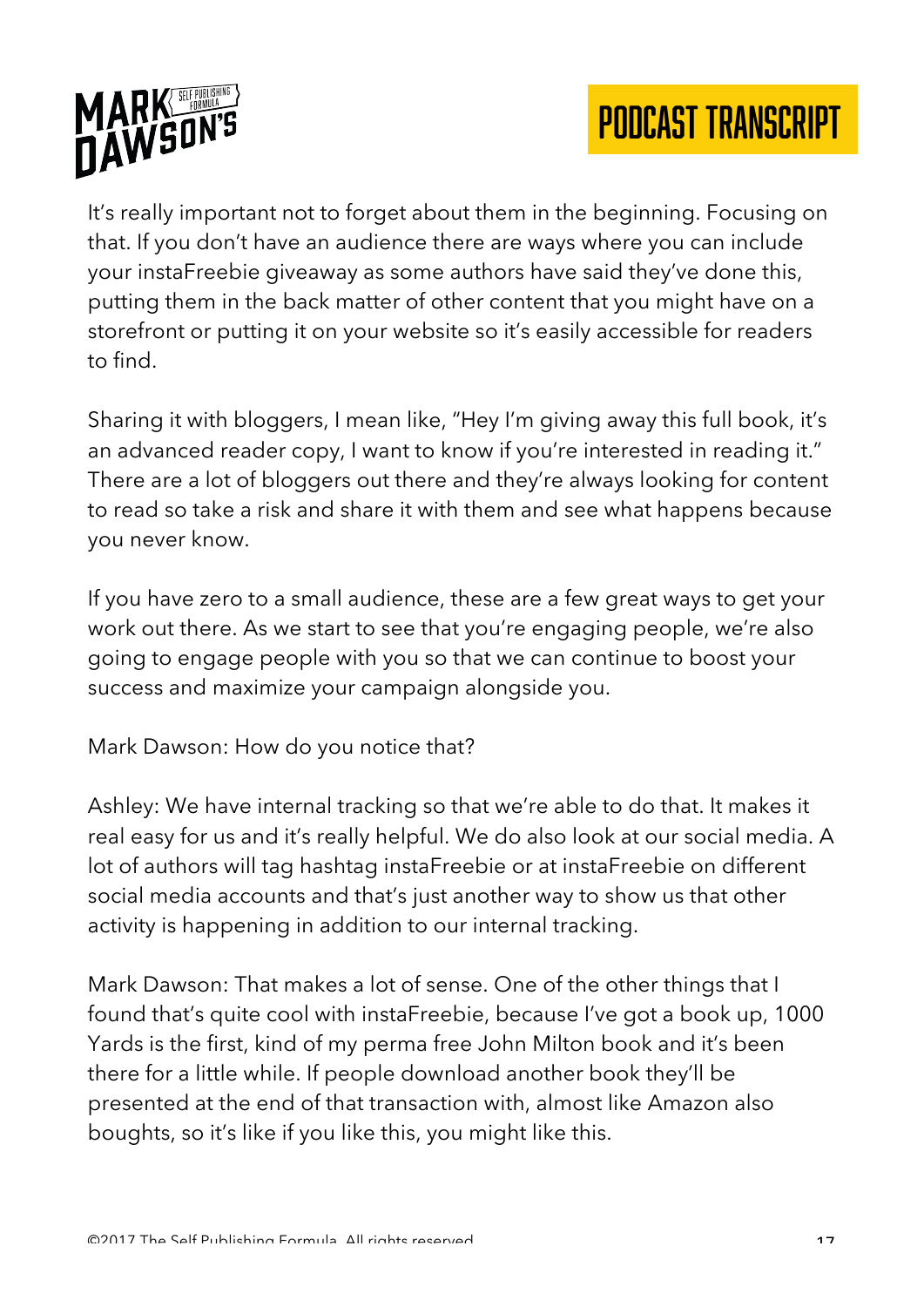It's really important not to forget about them in the beginning. Focusing on that. If you don't have an audience there are ways where you can include your instaFreebie giveaway as some authors have said they've done this, putting them in the back matter of other content that you might have on a storefront or putting it on your website so it's easily accessible for readers to find.

Sharing it with bloggers, I mean like, "Hey I'm giving away this full book, it's an advanced reader copy, I want to know if you're interested in reading it." There are a lot of bloggers out there and they're always looking for content to read so take a risk and share it with them and see what happens because you never know.

If you have zero to a small audience, these are a few great ways to get your work out there. As we start to see that you're engaging people, we're also going to engage people with you so that we can continue to boost your success and maximize your campaign alongside you.

Mark Dawson: How do you notice that?

Ashley: We have internal tracking so that we're able to do that. It makes it real easy for us and it's really helpful. We do also look at our social media. A lot of authors will tag hashtag instaFreebie or at instaFreebie on different social media accounts and that's just another way to show us that other activity is happening in addition to our internal tracking.

Mark Dawson: That makes a lot of sense. One of the other things that I found that's quite cool with instaFreebie, because I've got a book up, 1000 Yards is the first, kind of my perma free John Milton book and it's been there for a little while. If people download another book they'll be presented at the end of that transaction with, almost like Amazon also boughts, so it's like if you like this, you might like this.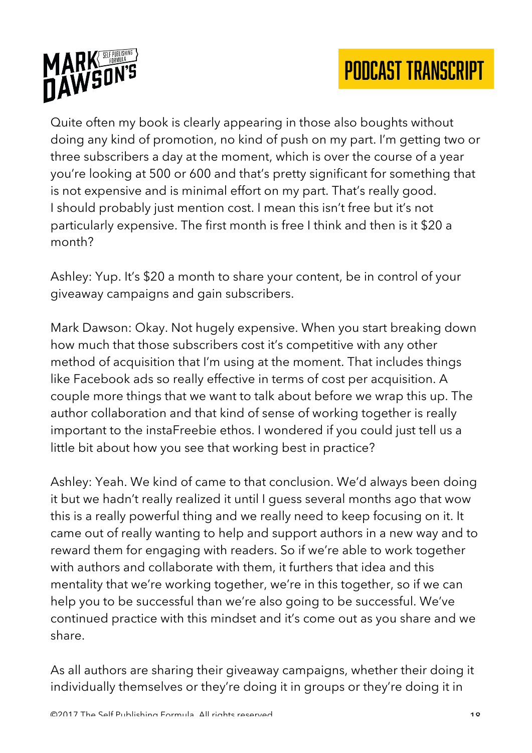Quite often my book is clearly appearing in those also boughts without doing any kind of promotion, no kind of push on my part. I'm getting two or three subscribers a day at the moment, which is over the course of a year you're looking at 500 or 600 and that's pretty significant for something that is not expensive and is minimal effort on my part. That's really good. I should probably just mention cost. I mean this isn't free but it's not particularly expensive. The first month is free I think and then is it $20 a month?

Ashley: Yup. It's $20 a month to share your content, be in control of your giveaway campaigns and gain subscribers.

Mark Dawson: Okay. Not hugely expensive. When you start breaking down how much that those subscribers cost it's competitive with any other method of acquisition that I'm using at the moment. That includes things like Facebook ads so really effective in terms of cost per acquisition. A couple more things that we want to talk about before we wrap this up. The author collaboration and that kind of sense of working together is really important to the instaFreebie ethos. I wondered if you could just tell us a little bit about how you see that working best in practice?

Ashley: Yeah. We kind of came to that conclusion. We'd always been doing it but we hadn't really realized it until I guess several months ago that wow this is a really powerful thing and we really need to keep focusing on it. It came out of really wanting to help and support authors in a new way and to reward them for engaging with readers. So if we're able to work together with authors and collaborate with them, it furthers that idea and this mentality that we're working together, we're in this together, so if we can help you to be successful than we're also going to be successful. We've continued practice with this mindset and it's come out as you share and we share.

As all authors are sharing their giveaway campaigns, whether their doing it individually themselves or they're doing it in groups or they're doing it in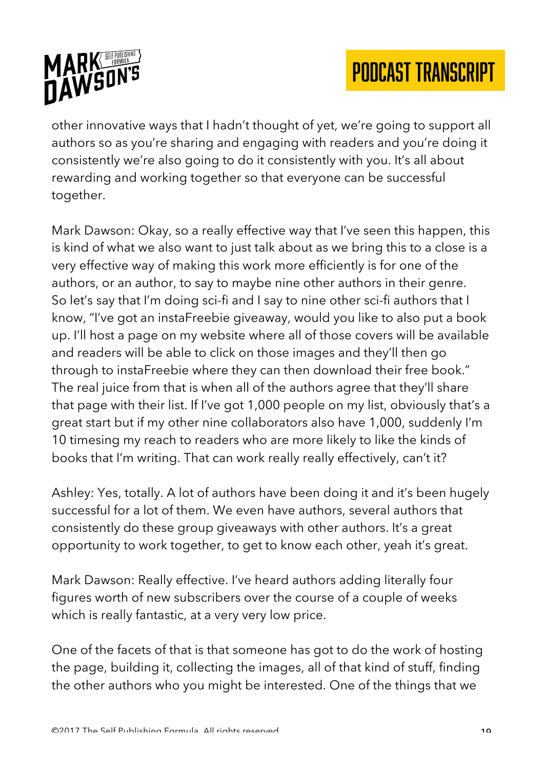other innovative ways that I hadn't thought of yet, we're going to support all authors so as you're sharing and engaging with readers and you're doing it consistently we're also going to do it consistently with you. It's all about rewarding and working together so that everyone can be successful together.

Mark Dawson: Okay, so a really effective way that I've seen this happen, this is kind of what we also want to just talk about as we bring this to a close is a very effective way of making this work more efficiently is for one of the authors, or an author, to say to maybe nine other authors in their genre. So let's say that I'm doing sci-fi and I say to nine other sci-fi authors that I know, "I've got an instaFreebie giveaway, would you like to also put a book up. I'll host a page on my website where all of those covers will be available and readers will be able to click on those images and they'll then go through to instaFreebie where they can then download their free book." The real juice from that is when all of the authors agree that they'll share that page with their list. If I've got 1,000 people on my list, obviously that's a great start but if my other nine collaborators also have 1,000, suddenly I'm 10 timesing my reach to readers who are more likely to like the kinds of books that I'm writing. That can work really really effectively, can't it?

Ashley: Yes, totally. A lot of authors have been doing it and it's been hugely successful for a lot of them. We even have authors, several authors that consistently do these group giveaways with other authors. It's a great opportunity to work together, to get to know each other, yeah it's great.

Mark Dawson: Really effective. I've heard authors adding literally four figures worth of new subscribers over the course of a couple of weeks which is really fantastic, at a very very low price.

One of the facets of that is that someone has got to do the work of hosting the page, building it, collecting the images, all of that kind of stuff, finding the other authors who you might be interested. One of the things that we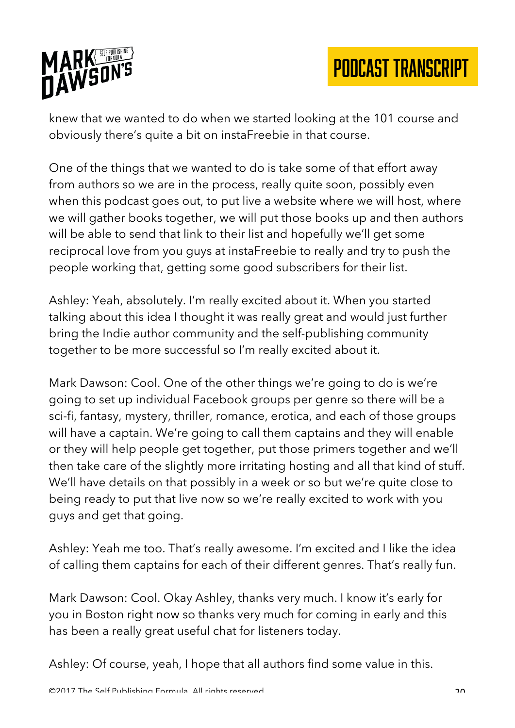knew that we wanted to do when we started looking at the 101 course and obviously there's quite a bit on instaFreebie in that course.

One of the things that we wanted to do is take some of that effort away from authors so we are in the process, really quite soon, possibly even when this podcast goes out, to put live a website where we will host, where we will gather books together, we will put those books up and then authors will be able to send that link to their list and hopefully we'll get some reciprocal love from you guys at instaFreebie to really and try to push the people working that, getting some good subscribers for their list.

Ashley: Yeah, absolutely. I'm really excited about it. When you started talking about this idea I thought it was really great and would just further bring the Indie author community and the self-publishing community together to be more successful so I'm really excited about it.

Mark Dawson: Cool. One of the other things we're going to do is we're going to set up individual Facebook groups per genre so there will be a sci-fi, fantasy, mystery, thriller, romance, erotica, and each of those groups will have a captain. We're going to call them captains and they will enable or they will help people get together, put those primers together and we'll then take care of the slightly more irritating hosting and all that kind of stuff. We'll have details on that possibly in a week or so but we're quite close to being ready to put that live now so we're really excited to work with you guys and get that going.

Ashley: Yeah me too. That's really awesome. I'm excited and I like the idea of calling them captains for each of their different genres. That's really fun.

Mark Dawson: Cool. Okay Ashley, thanks very much. I know it's early for you in Boston right now so thanks very much for coming in early and this has been a really great useful chat for listeners today.

Ashley: Of course, yeah, I hope that all authors find some value in this.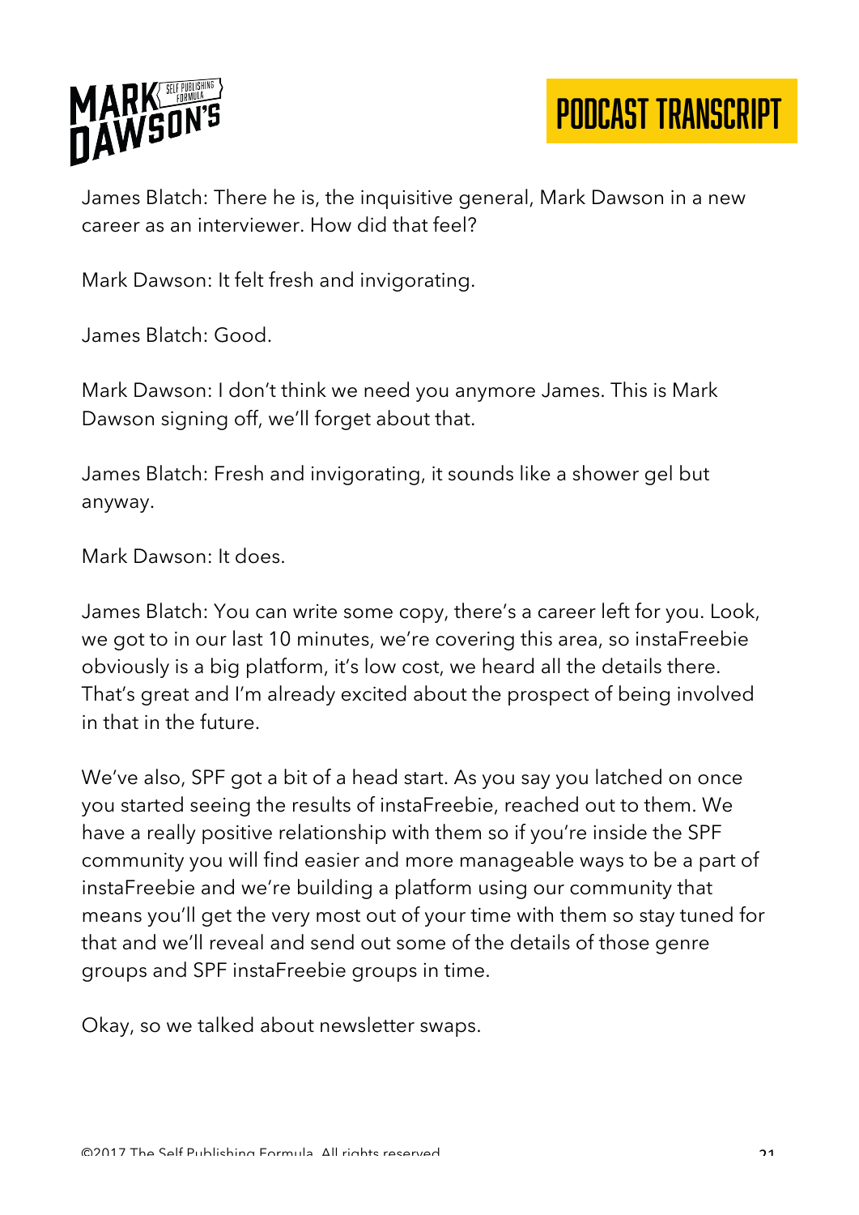James Blatch: There he is, the inquisitive general, Mark Dawson in a new career as an interviewer. How did that feel?

Mark Dawson: It felt fresh and invigorating.

James Blatch: Good.

Mark Dawson: I don't think we need you anymore James. This is Mark Dawson signing off, we'll forget about that.

James Blatch: Fresh and invigorating, it sounds like a shower gel but anyway.

Mark Dawson: It does.

James Blatch: You can write some copy, there's a career left for you. Look, we got to in our last 10 minutes, we're covering this area, so instaFreebie obviously is a big platform, it's low cost, we heard all the details there. That's great and I'm already excited about the prospect of being involved in that in the future.

We've also, SPF got a bit of a head start. As you say you latched on once you started seeing the results of instaFreebie, reached out to them. We have a really positive relationship with them so if you're inside the SPF community you will find easier and more manageable ways to be a part of instaFreebie and we're building a platform using our community that means you'll get the very most out of your time with them so stay tuned for that and we'll reveal and send out some of the details of those genre groups and SPF instaFreebie groups in time.

Okay, so we talked about newsletter swaps.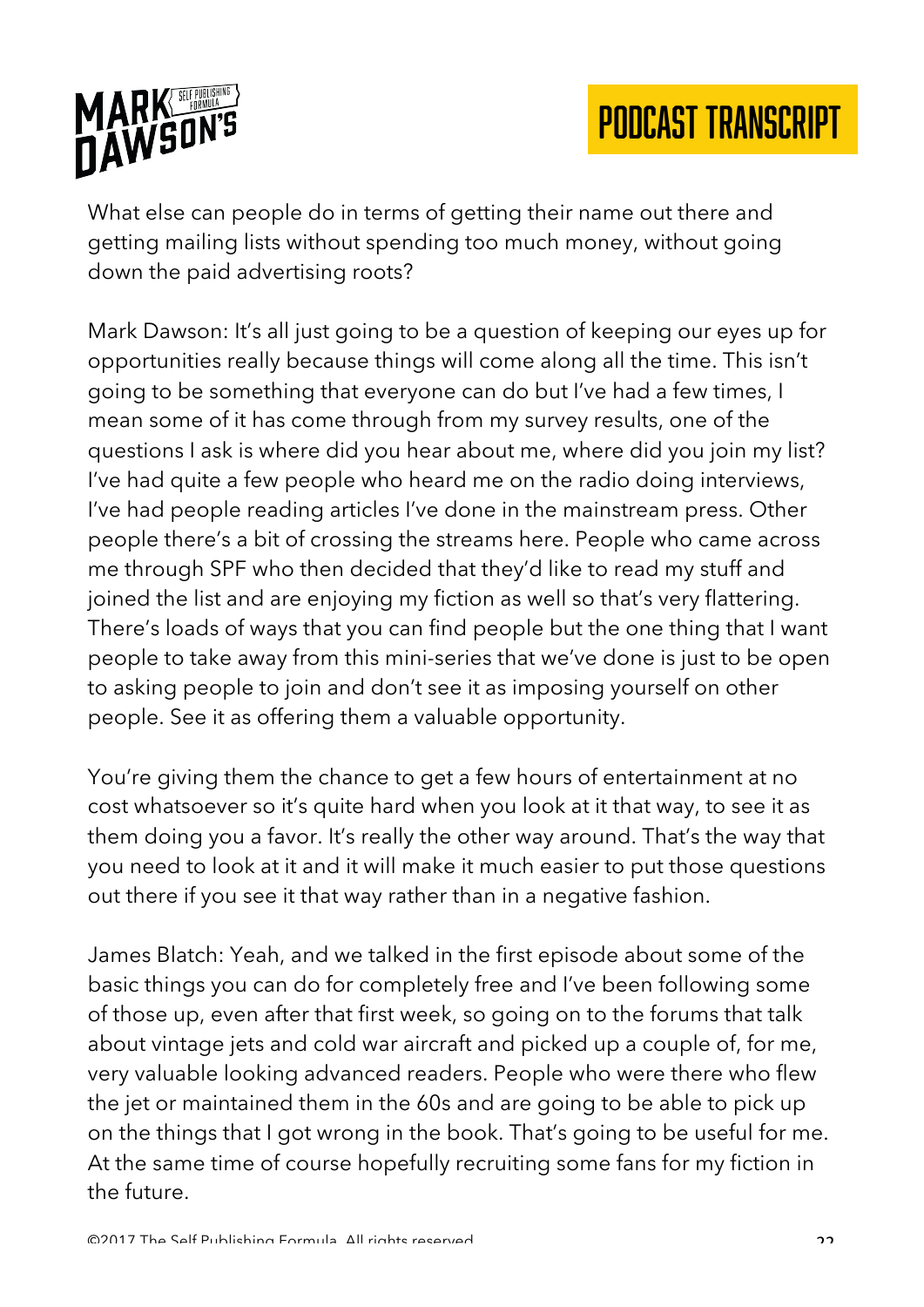What else can people do in terms of getting their name out there and getting mailing lists without spending too much money, without going down the paid advertising roots?

Mark Dawson: It's all just going to be a question of keeping our eyes up for opportunities really because things will come along all the time. This isn't going to be something that everyone can do but I've had a few times, I mean some of it has come through from my survey results, one of the questions I ask is where did you hear about me, where did you join my list? I've had quite a few people who heard me on the radio doing interviews, I've had people reading articles I've done in the mainstream press. Other people there's a bit of crossing the streams here. People who came across me through SPF who then decided that they'd like to read my stuff and joined the list and are enjoying my fiction as well so that's very flattering. There's loads of ways that you can find people but the one thing that I want people to take away from this mini-series that we've done is just to be open to asking people to join and don't see it as imposing yourself on other people. See it as offering them a valuable opportunity.

You're giving them the chance to get a few hours of entertainment at no cost whatsoever so it's quite hard when you look at it that way, to see it as them doing you a favor. It's really the other way around. That's the way that you need to look at it and it will make it much easier to put those questions out there if you see it that way rather than in a negative fashion.

James Blatch: Yeah, and we talked in the first episode about some of the basic things you can do for completely free and I've been following some of those up, even after that first week, so going on to the forums that talk about vintage jets and cold war aircraft and picked up a couple of, for me, very valuable looking advanced readers. People who were there who flew the jet or maintained them in the 60s and are going to be able to pick up on the things that I got wrong in the book. That's going to be useful for me. At the same time of course hopefully recruiting some fans for my fiction in the future.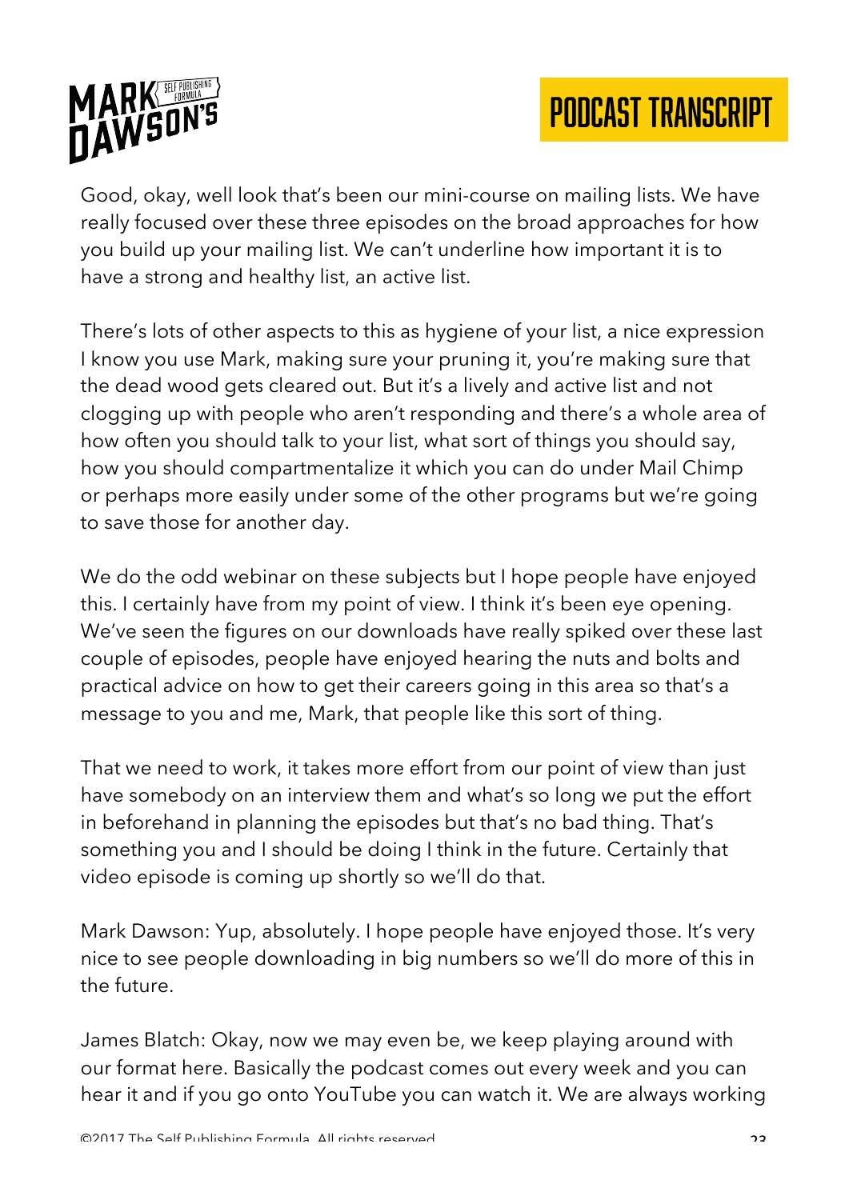Good, okay, well look that's been our mini-course on mailing lists. We have really focused over these three episodes on the broad approaches for how you build up your mailing list. We can't underline how important it is to have a strong and healthy list, an active list.

There's lots of other aspects to this as hygiene of your list, a nice expression I know you use Mark, making sure your pruning it, you're making sure that the dead wood gets cleared out. But it's a lively and active list and not clogging up with people who aren't responding and there's a whole area of how often you should talk to your list, what sort of things you should say, how you should compartmentalize it which you can do under Mail Chimp or perhaps more easily under some of the other programs but we're going to save those for another day.

We do the odd webinar on these subjects but I hope people have enjoyed this. I certainly have from my point of view. I think it's been eye opening. We've seen the figures on our downloads have really spiked over these last couple of episodes, people have enjoyed hearing the nuts and bolts and practical advice on how to get their careers going in this area so that's a message to you and me, Mark, that people like this sort of thing.

That we need to work, it takes more effort from our point of view than just have somebody on an interview them and what's so long we put the effort in beforehand in planning the episodes but that's no bad thing. That's something you and I should be doing I think in the future. Certainly that video episode is coming up shortly so we'll do that.

Mark Dawson: Yup, absolutely. I hope people have enjoyed those. It's very nice to see people downloading in big numbers so we'll do more of this in the future.

James Blatch: Okay, now we may even be, we keep playing around with our format here. Basically the podcast comes out every week and you can hear it and if you go onto YouTube you can watch it. We are always working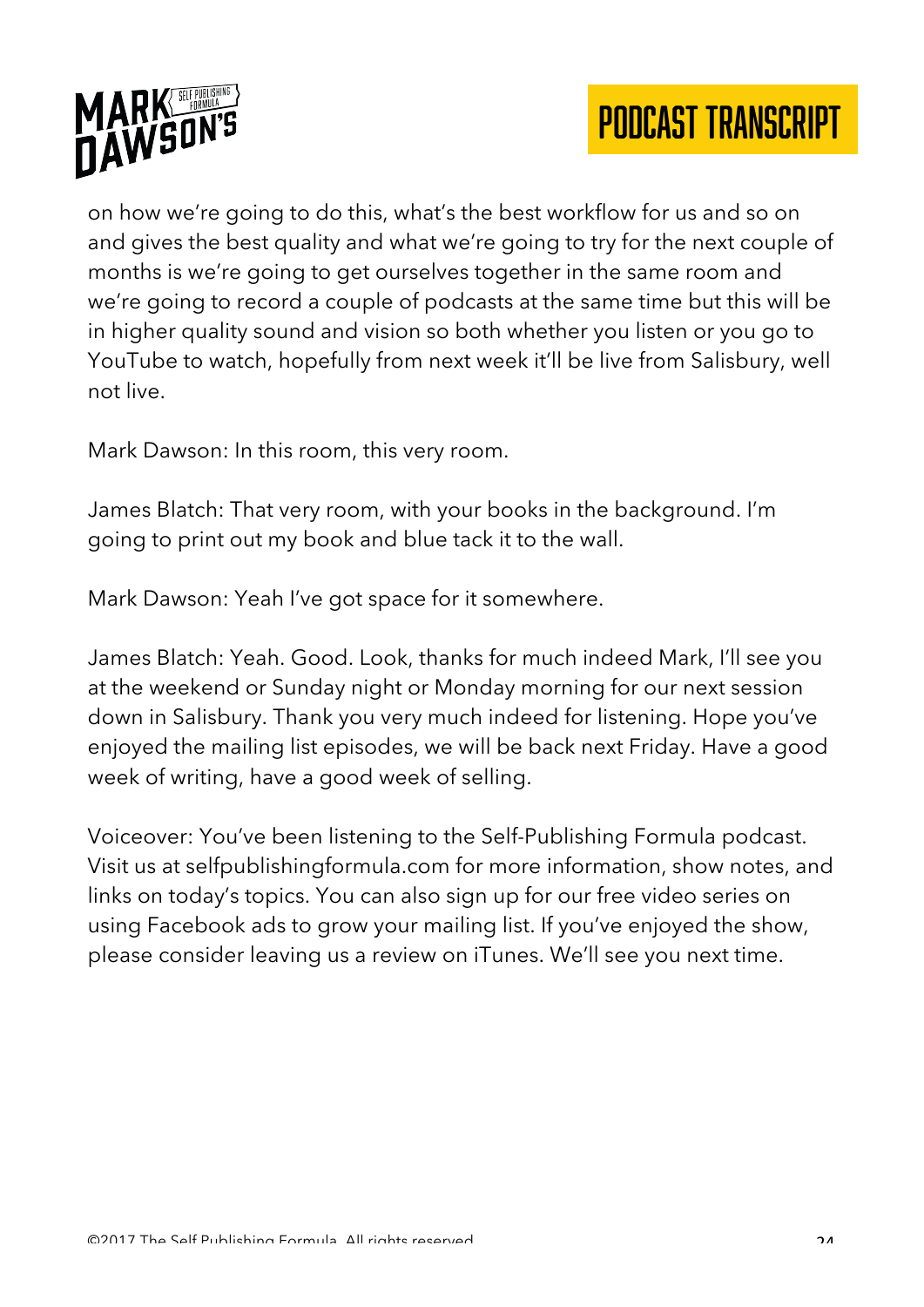on how we're going to do this, what's the best workflow for us and so on and gives the best quality and what we're going to try for the next couple of months is we're going to get ourselves together in the same room and we're going to record a couple of podcasts at the same time but this will be in higher quality sound and vision so both whether you listen or you go to YouTube to watch, hopefully from next week it'll be live from Salisbury, well not live.

Mark Dawson: In this room, this very room.

James Blatch: That very room, with your books in the background. I'm going to print out my book and blue tack it to the wall.

Mark Dawson: Yeah I've got space for it somewhere.

James Blatch: Yeah. Good. Look, thanks for much indeed Mark, I'll see you at the weekend or Sunday night or Monday morning for our next session down in Salisbury. Thank you very much indeed for listening. Hope you've enjoyed the mailing list episodes, we will be back next Friday. Have a good week of writing, have a good week of selling.

Voiceover: You've been listening to the Self-Publishing Formula podcast. Visit us at selfpublishingformula.com for more information, show notes, and links on today's topics. You can also sign up for our free video series on using Facebook ads to grow your mailing list. If you've enjoyed the show, please consider leaving us a review on iTunes. We'll see you next time.